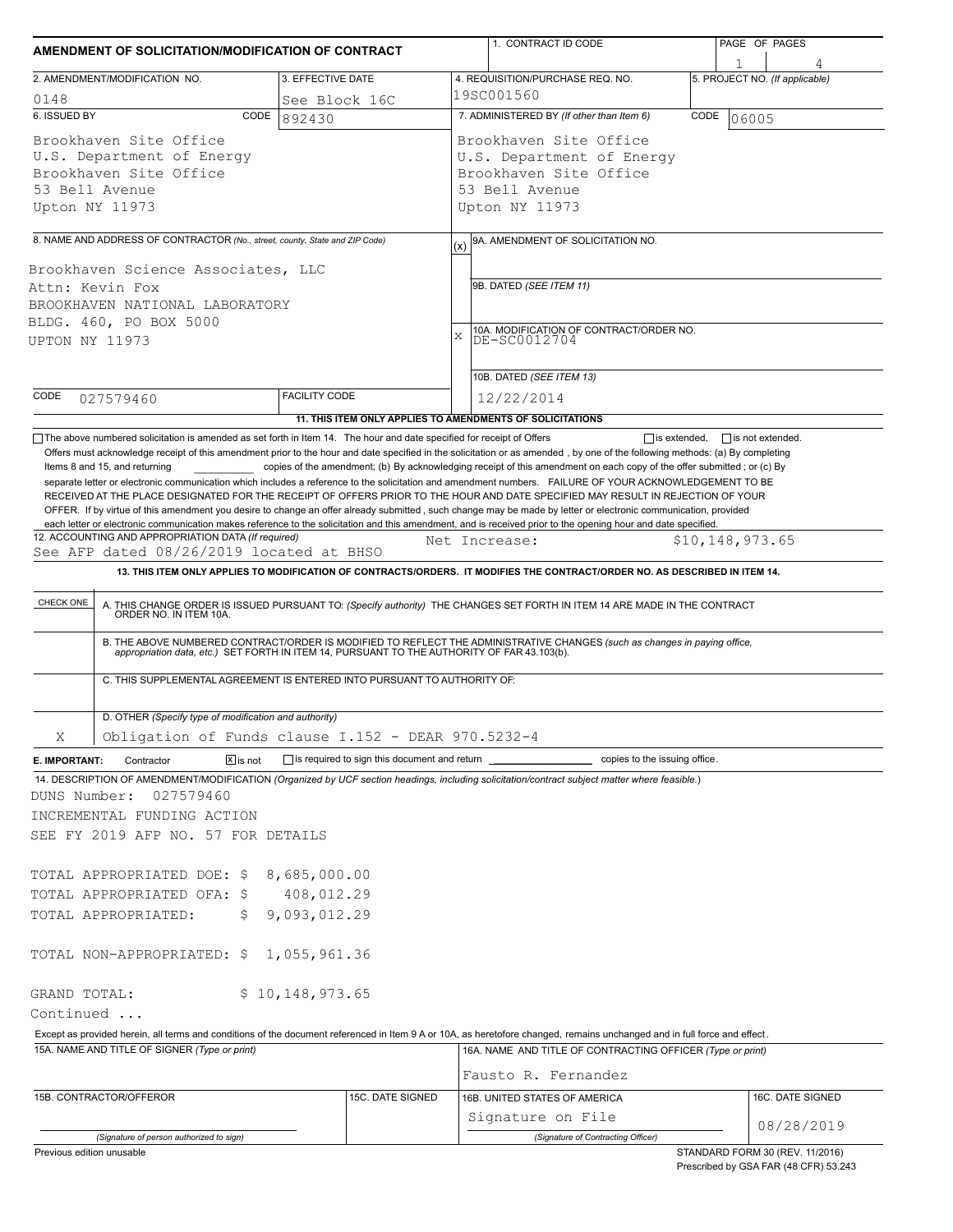# AMENDMENT OF SOLICITATION/MODIFICATION OF CONTRACT

| | |
|---|---|
| 1. CONTRACT ID CODE | |
| PAGE OF PAGES | 1 of 4 |
| 2. AMENDMENT/MODIFICATION NO. | 0148 |
| 3. EFFECTIVE DATE | See Block 16C |
| 4. REQUISITION/PURCHASE REQ. NO. | 19SC001560 |
| 5. PROJECT NO. (If applicable) | |
| 6. ISSUED BY CODE | 892430 |
| 7. ADMINISTERED BY (If other than Item 6) CODE | 06005 |

**6. ISSUED BY:**
Brookhaven Site Office
U.S. Department of Energy
Brookhaven Site Office
53 Bell Avenue
Upton NY 11973

**7. ADMINISTERED BY (If other than Item 6):**
Brookhaven Site Office
U.S. Department of Energy
Brookhaven Site Office
53 Bell Avenue
Upton NY 11973

**8. NAME AND ADDRESS OF CONTRACTOR** (No., street, county, State and ZIP Code)
Brookhaven Science Associates, LLC
Attn: Kevin Fox
BROOKHAVEN NATIONAL LABORATORY
BLDG. 460, PO BOX 5000
UPTON NY 11973

CODE 027579460 FACILITY CODE

(x) 9A. AMENDMENT OF SOLICITATION NO.

9B. DATED (SEE ITEM 11)

X 10A. MODIFICATION OF CONTRACT/ORDER NO. DE-SC0012704

10B. DATED (SEE ITEM 13) 12/22/2014

**11. THIS ITEM ONLY APPLIES TO AMENDMENTS OF SOLICITATIONS**

☐ The above numbered solicitation is amended as set forth in Item 14. The hour and date specified for receipt of Offers ☐ is extended, ☐ is not extended.
Offers must acknowledge receipt of this amendment prior to the hour and date specified in the solicitation or as amended, by one of the following methods: (a) By completing Items 8 and 15, and returning \_\_\_\_\_\_\_\_ copies of the amendment; (b) By acknowledging receipt of this amendment on each copy of the offer submitted ; or (c) By separate letter or electronic communication which includes a reference to the solicitation and amendment numbers. FAILURE OF YOUR ACKNOWLEDGEMENT TO BE RECEIVED AT THE PLACE DESIGNATED FOR THE RECEIPT OF OFFERS PRIOR TO THE HOUR AND DATE SPECIFIED MAY RESULT IN REJECTION OF YOUR OFFER. If by virtue of this amendment you desire to change an offer already submitted , such change may be made by letter or electronic communication, provided each letter or electronic communication makes reference to the solicitation and this amendment, and is received prior to the opening hour and date specified.

**12. ACCOUNTING AND APPROPRIATION DATA** (If required)
See AFP dated 08/26/2019 located at BHSO Net Increase: $10,148,973.65

**13. THIS ITEM ONLY APPLIES TO MODIFICATION OF CONTRACTS/ORDERS. IT MODIFIES THE CONTRACT/ORDER NO. AS DESCRIBED IN ITEM 14.**

| CHECK ONE | |
|---|---|
| | A. THIS CHANGE ORDER IS ISSUED PURSUANT TO: (Specify authority) THE CHANGES SET FORTH IN ITEM 14 ARE MADE IN THE CONTRACT ORDER NO. IN ITEM 10A. |
| | B. THE ABOVE NUMBERED CONTRACT/ORDER IS MODIFIED TO REFLECT THE ADMINISTRATIVE CHANGES (such as changes in paying office, appropriation data, etc.) SET FORTH IN ITEM 14, PURSUANT TO THE AUTHORITY OF FAR 43.103(b). |
| | C. THIS SUPPLEMENTAL AGREEMENT IS ENTERED INTO PURSUANT TO AUTHORITY OF: |
| X | D. OTHER (Specify type of modification and authority) Obligation of Funds clause I.152 - DEAR 970.5232-4 |

**E. IMPORTANT:** Contractor ☒ is not ☐ is required to sign this document and return \_\_\_\_\_\_\_\_ copies to the issuing office.

**14. DESCRIPTION OF AMENDMENT/MODIFICATION** (Organized by UCF section headings, including solicitation/contract subject matter where feasible.)

DUNS Number: 027579460
INCREMENTAL FUNDING ACTION
SEE FY 2019 AFP NO. 57 FOR DETAILS

TOTAL APPROPRIATED DOE: $ 8,685,000.00
TOTAL APPROPRIATED OFA: $ 408,012.29
TOTAL APPROPRIATED: $ 9,093,012.29

TOTAL NON-APPROPRIATED: $ 1,055,961.36

GRAND TOTAL: $ 10,148,973.65
Continued ...

Except as provided herein, all terms and conditions of the document referenced in Item 9 A or 10A, as heretofore changed, remains unchanged and in full force and effect.

| | | | |
|---|---|---|---|
| 15A. NAME AND TITLE OF SIGNER (Type or print) | | 16A. NAME AND TITLE OF CONTRACTING OFFICER (Type or print) Fausto R. Fernandez | |
| 15B. CONTRACTOR/OFFEROR (Signature of person authorized to sign) | 15C. DATE SIGNED | 16B. UNITED STATES OF AMERICA Signature on File (Signature of Contracting Officer) | 16C. DATE SIGNED 08/28/2019 |

Previous edition unusable

STANDARD FORM 30 (REV. 11/2016)
Prescribed by GSA FAR (48 CFR) 53.243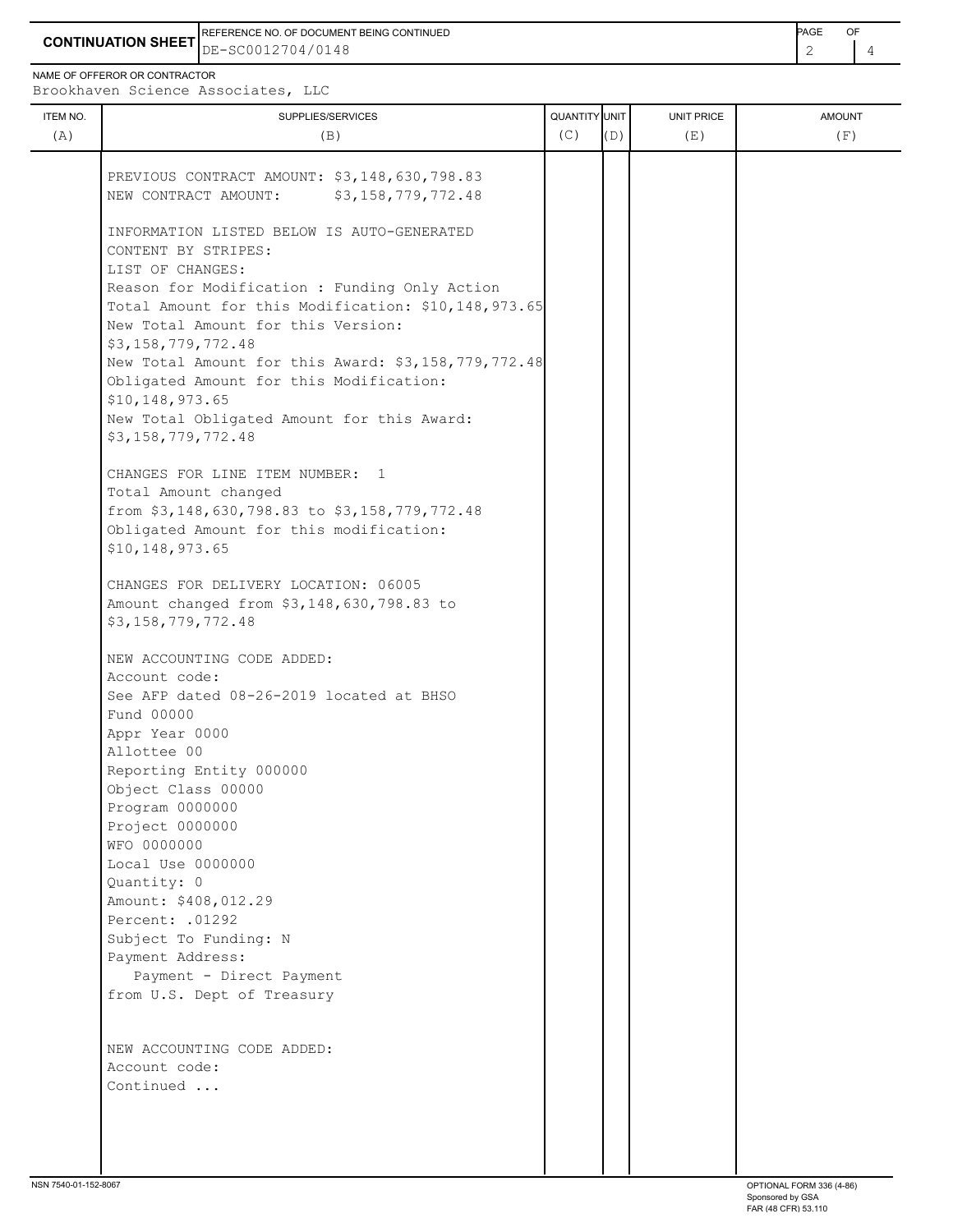**CONTINUATION SHEET**

REFERENCE NO. OF DOCUMENT BEING CONTINUED: DE-SC0012704/0148

NAME OF OFFEROR OR CONTRACTOR: Brookhaven Science Associates, LLC

| ITEM NO. (A) | SUPPLIES/SERVICES (B) | QUANTITY (C) | UNIT (D) | UNIT PRICE (E) | AMOUNT (F) |
|---|---|---|---|---|---|

PREVIOUS CONTRACT AMOUNT: $3,148,630,798.83
NEW CONTRACT AMOUNT: $3,158,779,772.48

INFORMATION LISTED BELOW IS AUTO-GENERATED CONTENT BY STRIPES:
LIST OF CHANGES:
Reason for Modification : Funding Only Action
Total Amount for this Modification: $10,148,973.65
New Total Amount for this Version: $3,158,779,772.48
New Total Amount for this Award: $3,158,779,772.48
Obligated Amount for this Modification: $10,148,973.65
New Total Obligated Amount for this Award: $3,158,779,772.48

CHANGES FOR LINE ITEM NUMBER: 1
Total Amount changed from $3,148,630,798.83 to $3,158,779,772.48
Obligated Amount for this modification: $10,148,973.65

CHANGES FOR DELIVERY LOCATION: 06005
Amount changed from $3,148,630,798.83 to $3,158,779,772.48

NEW ACCOUNTING CODE ADDED:
Account code:
See AFP dated 08-26-2019 located at BHSO
Fund 00000
Appr Year 0000
Allottee 00
Reporting Entity 000000
Object Class 00000
Program 0000000
Project 0000000
WFO 0000000
Local Use 0000000
Quantity: 0
Amount: $408,012.29
Percent: .01292
Subject To Funding: N
Payment Address:
Payment - Direct Payment from U.S. Dept of Treasury

NEW ACCOUNTING CODE ADDED:
Account code:
Continued ...

NSN 7540-01-152-8067 — OPTIONAL FORM 336 (4-86) Sponsored by GSA FAR (48 CFR) 53.110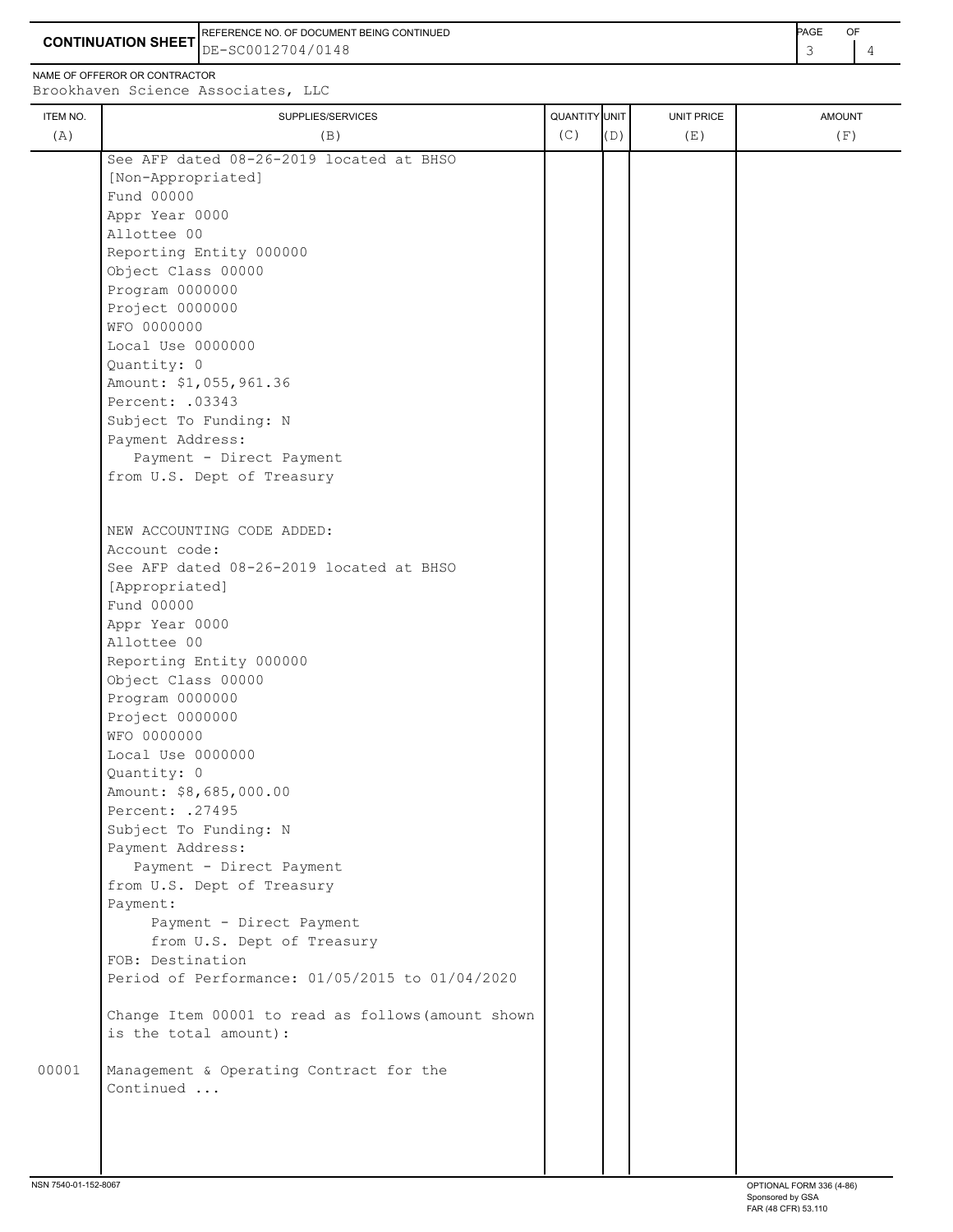**CONTINUATION SHEET**

REFERENCE NO. OF DOCUMENT BEING CONTINUED: DE-SC0012704/0148

NAME OF OFFEROR OR CONTRACTOR: Brookhaven Science Associates, LLC

| ITEM NO. (A) | SUPPLIES/SERVICES (B) | QUANTITY (C) | UNIT (D) | UNIT PRICE (E) | AMOUNT (F) |
|---|---|---|---|---|---|
| | See AFP dated 08-26-2019 located at BHSO<br>[Non-Appropriated]<br>Fund 00000<br>Appr Year 0000<br>Allottee 00<br>Reporting Entity 000000<br>Object Class 00000<br>Program 0000000<br>Project 0000000<br>WFO 0000000<br>Local Use 0000000<br>Quantity: 0<br>Amount: $1,055,961.36<br>Percent: .03343<br>Subject To Funding: N<br>Payment Address:<br>Payment - Direct Payment<br>from U.S. Dept of Treasury<br><br>NEW ACCOUNTING CODE ADDED:<br>Account code:<br>See AFP dated 08-26-2019 located at BHSO<br>[Appropriated]<br>Fund 00000<br>Appr Year 0000<br>Allottee 00<br>Reporting Entity 000000<br>Object Class 00000<br>Program 0000000<br>Project 0000000<br>WFO 0000000<br>Local Use 0000000<br>Quantity: 0<br>Amount: $8,685,000.00<br>Percent: .27495<br>Subject To Funding: N<br>Payment Address:<br>Payment - Direct Payment<br>from U.S. Dept of Treasury<br>Payment:<br>Payment - Direct Payment<br>from U.S. Dept of Treasury<br>FOB: Destination<br>Period of Performance: 01/05/2015 to 01/04/2020<br><br>Change Item 00001 to read as follows(amount shown is the total amount): | | | | |
| 00001 | Management & Operating Contract for the<br>Continued ... | | | | |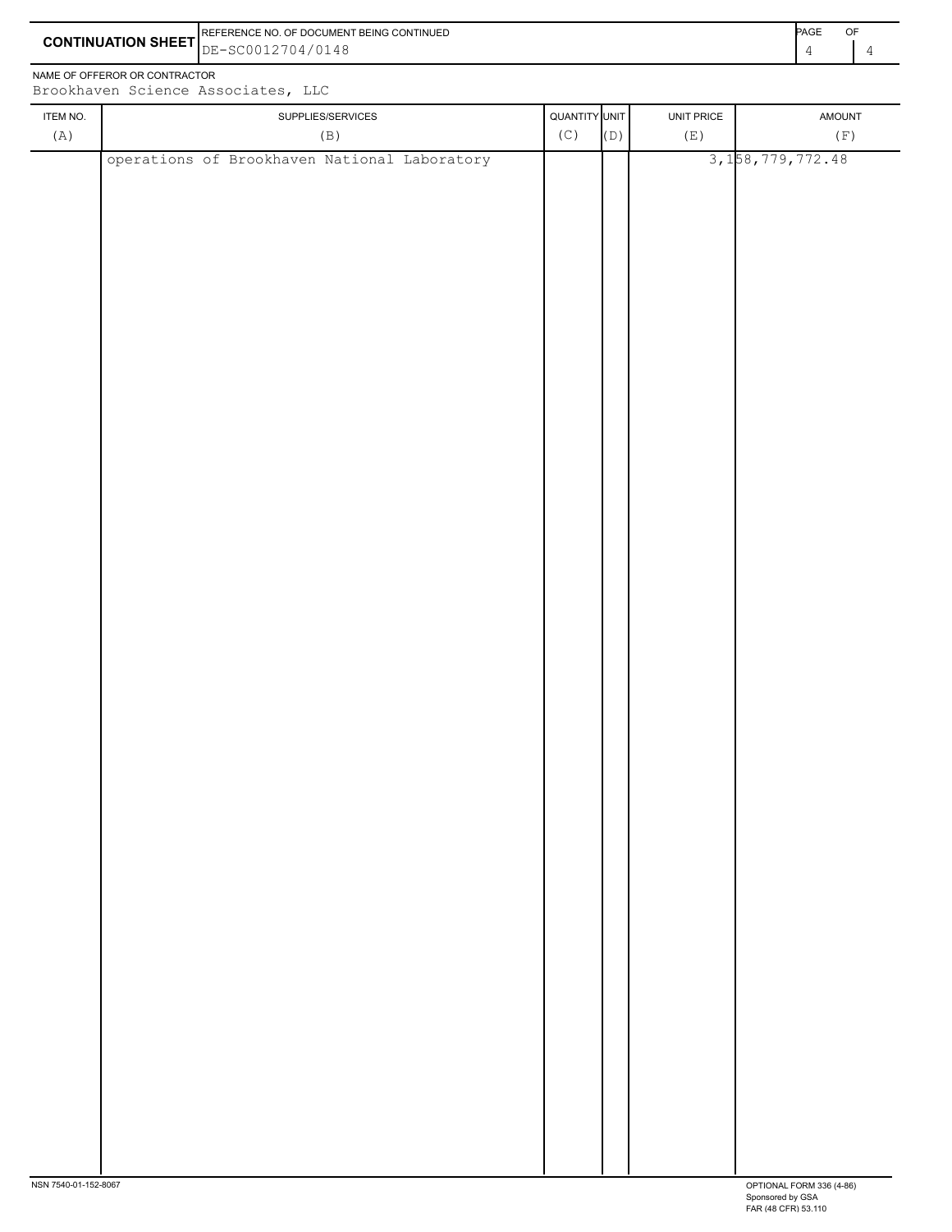**CONTINUATION SHEET**

REFERENCE NO. OF DOCUMENT BEING CONTINUED
DE-SC0012704/0148

NAME OF OFFEROR OR CONTRACTOR
Brookhaven Science Associates, LLC

| ITEM NO. (A) | SUPPLIES/SERVICES (B) | QUANTITY (C) | UNIT (D) | UNIT PRICE (E) | AMOUNT (F) |
|---|---|---|---|---|---|
| | operations of Brookhaven National Laboratory | | | 3,158,779,772.48 | |

NSN 7540-01-152-8067

OPTIONAL FORM 336 (4-86)
Sponsored by GSA
FAR (48 CFR) 53.110